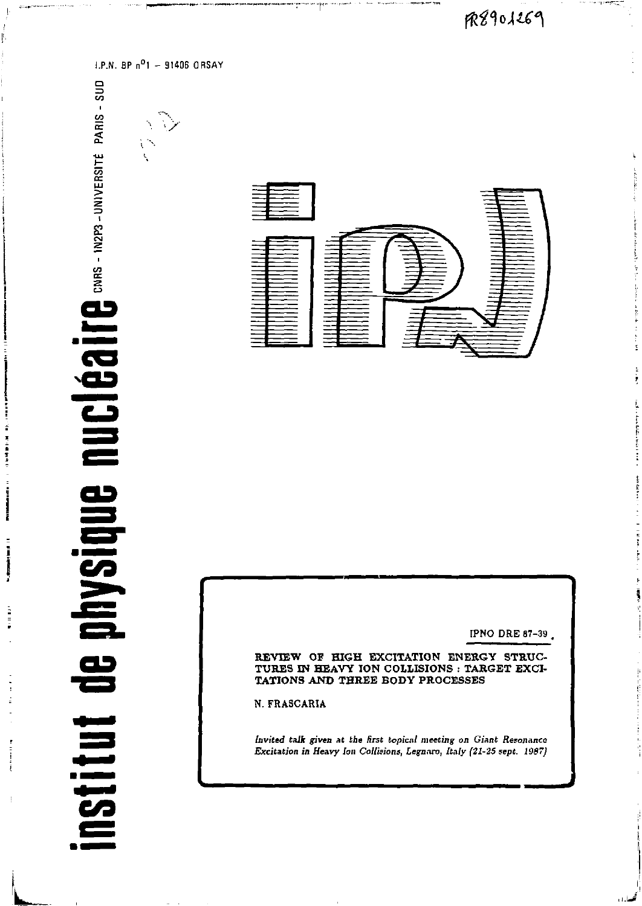FR8901269

I.P.N. BP n°1 – 91406 ORSAY

# institut de physique nucléaire

CNRS - IN2P3 - UNIVERSITÉ PARIS - SUD

IPNO DRE 87-39

**REVIEW OF HIGH EXCITATION ENERGY STRUCTURES IN HEAVY ION COLLISIONS : TARGET EXCITATIONS AND THREE BODY PROCESSES**

N. FRASCARIA

*Invited talk given at the first topical meeting on Giant Resonance Excitation in Heavy Ion Collisions, Legnaro, Italy (21-25 sept. 1987)*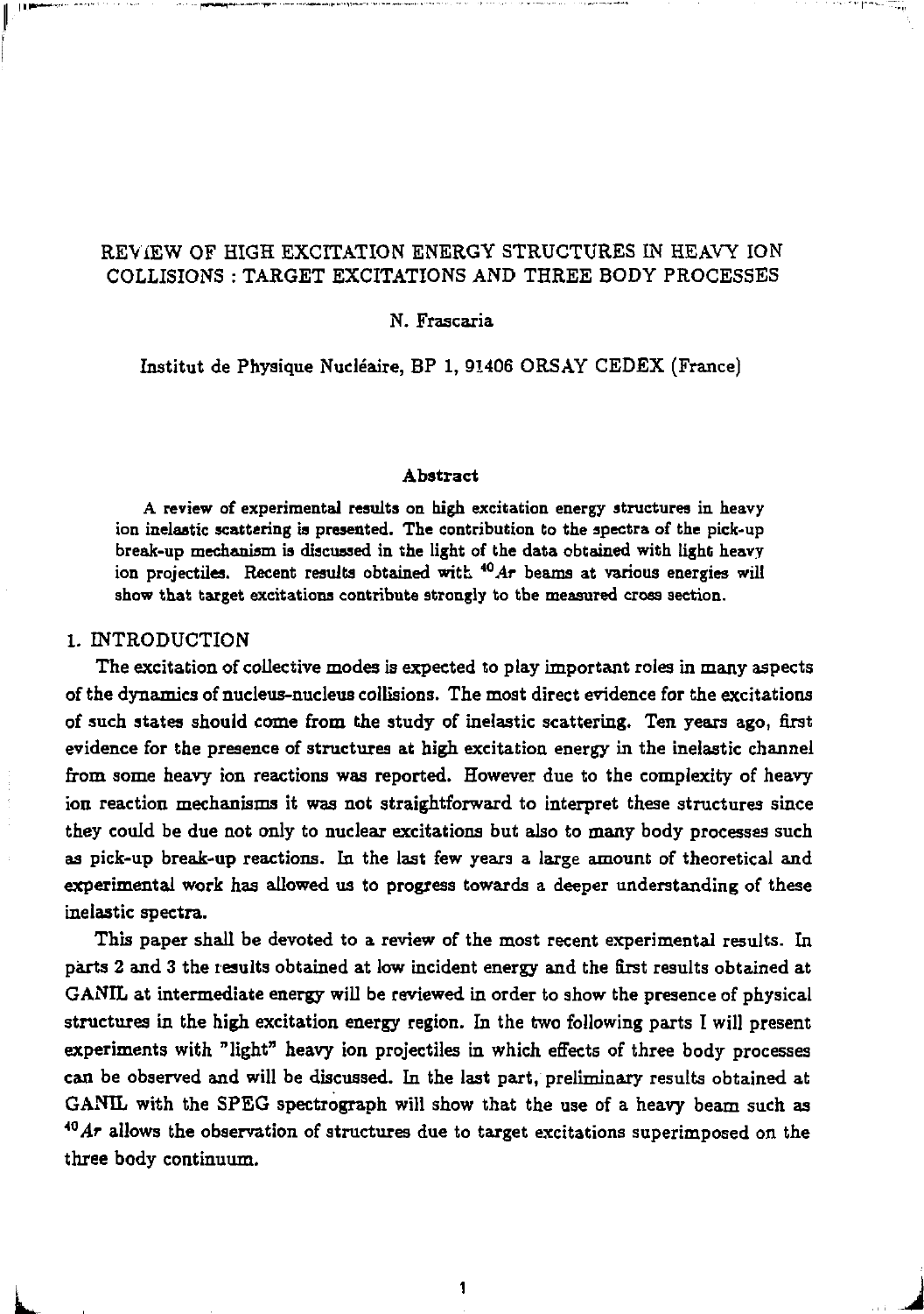# REVIEW OF HIGH EXCITATION ENERGY STRUCTURES IN HEAVY ION COLLISIONS : TARGET EXCITATIONS AND THREE BODY PROCESSES

N. Frascaria

Institut de Physique Nucléaire, BP 1, 91406 ORSAY CEDEX (France)

### Abstract

A review of experimental results on high excitation energy structures in heavy ion inelastic scattering is presented. The contribution to the spectra of the pick-up break-up mechanism is discussed in the light of the data obtained with light heavy ion projectiles. Recent results obtained with $^{40}Ar$ beams at various energies will show that target excitations contribute strongly to the measured cross section.

## 1. INTRODUCTION

The excitation of collective modes is expected to play important roles in many aspects of the dynamics of nucleus-nucleus collisions. The most direct evidence for the excitations of such states should come from the study of inelastic scattering. Ten years ago, first evidence for the presence of structures at high excitation energy in the inelastic channel from some heavy ion reactions was reported. However due to the complexity of heavy ion reaction mechanisms it was not straightforward to interpret these structures since they could be due not only to nuclear excitations but also to many body processes such as pick-up break-up reactions. In the last few years a large amount of theoretical and experimental work has allowed us to progress towards a deeper understanding of these inelastic spectra.

This paper shall be devoted to a review of the most recent experimental results. In parts 2 and 3 the results obtained at low incident energy and the first results obtained at GANIL at intermediate energy will be reviewed in order to show the presence of physical structures in the high excitation energy region. In the two following parts I will present experiments with "light" heavy ion projectiles in which effects of three body processes can be observed and will be discussed. In the last part, preliminary results obtained at GANIL with the SPEG spectrograph will show that the use of a heavy beam such as $^{40}Ar$ allows the observation of structures due to target excitations superimposed on the three body continuum.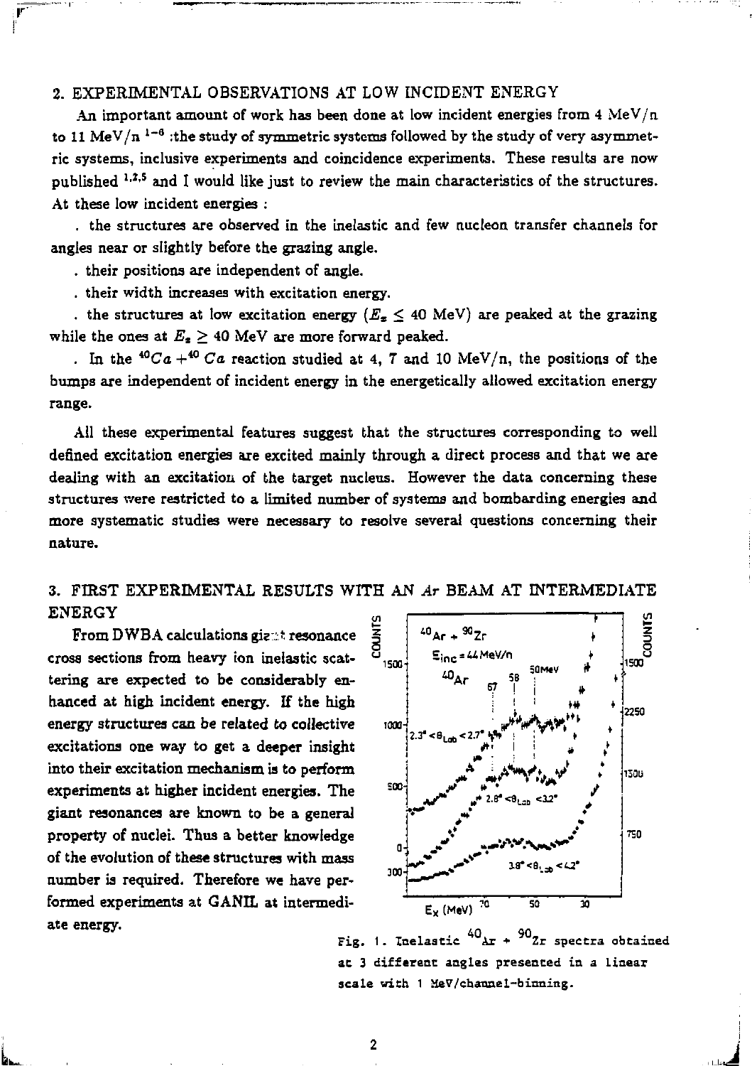## 2. EXPERIMENTAL OBSERVATIONS AT LOW INCIDENT ENERGY

An important amount of work has been done at low incident energies from 4 MeV/n to 11 MeV/n [1-6] :the study of symmetric systems followed by the study of very asymmetric systems, inclusive experiments and coincidence experiments. These results are now published [1,2,5] and I would like just to review the main characteristics of the structures. At these low incident energies :

. the structures are observed in the inelastic and few nucleon transfer channels for angles near or slightly before the grazing angle.

. their positions are independent of angle.

. their width increases with excitation energy.

. the structures at low excitation energy ($E_x \leq 40$ MeV) are peaked at the grazing while the ones at $E_x \geq 40$ MeV are more forward peaked.

. In the $^{40}Ca + ^{40}Ca$ reaction studied at 4, 7 and 10 MeV/n, the positions of the bumps are independent of incident energy in the energetically allowed excitation energy range.

All these experimental features suggest that the structures corresponding to well defined excitation energies are excited mainly through a direct process and that we are dealing with an excitation of the target nucleus. However the data concerning these structures were restricted to a limited number of systems and bombarding energies and more systematic studies were necessary to resolve several questions concerning their nature.

## 3. FIRST EXPERIMENTAL RESULTS WITH AN $Ar$ BEAM AT INTERMEDIATE ENERGY

From DWBA calculations giant resonance cross sections from heavy ion inelastic scattering are expected to be considerably enhanced at high incident energy. If the high energy structures can be related to collective excitations one way to get a deeper insight into their excitation mechanism is to perform experiments at higher incident energies. The giant resonances are known to be a general property of nuclei. Thus a better knowledge of the evolution of these structures with mass number is required. Therefore we have performed experiments at GANIL at intermediate energy.

Fig. 1. Inelastic $^{40}Ar + ^{90}Zr$ spectra obtained at 3 different angles presented in a linear scale with 1 MeV/channel-binning.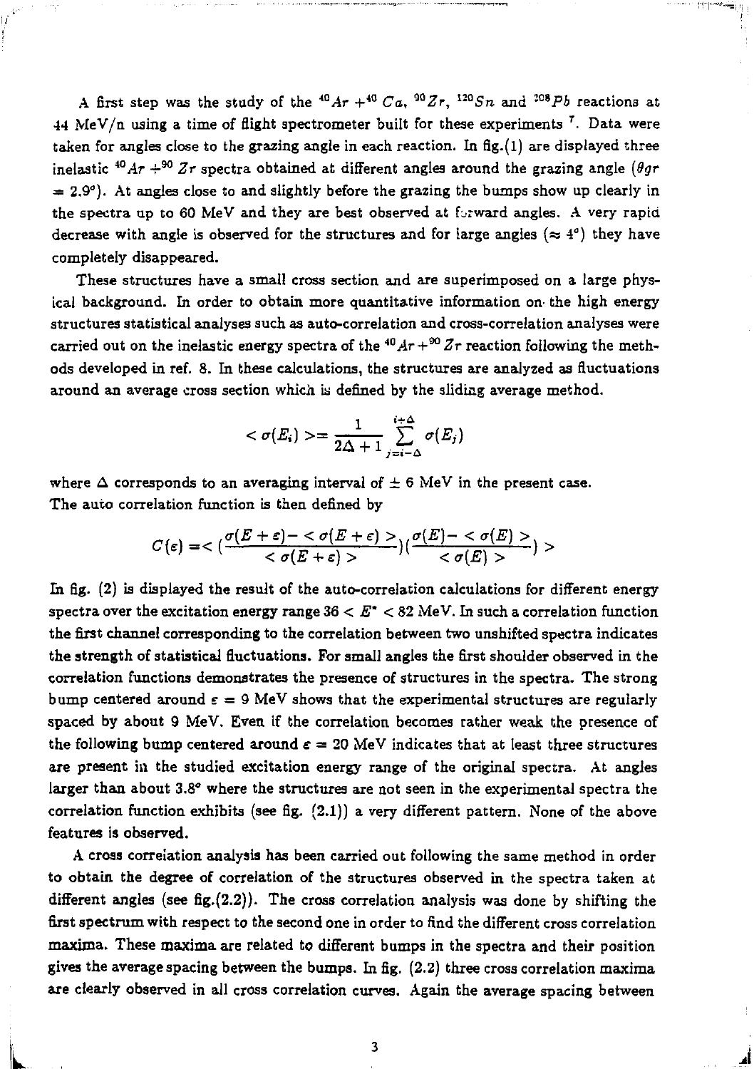A first step was the study of the $^{40}Ar + ^{40}Ca$, $^{90}Zr$, $^{120}Sn$ and $^{208}Pb$ reactions at 44 MeV/n using a time of flight spectrometer built for these experiments [7]. Data were taken for angles close to the grazing angle in each reaction. In fig.(1) are displayed three inelastic $^{40}Ar + ^{90}Zr$ spectra obtained at different angles around the grazing angle ($\theta gr = 2.9^{o}$). At angles close to and slightly before the grazing the bumps show up clearly in the spectra up to 60 MeV and they are best observed at forward angles. A very rapid decrease with angle is observed for the structures and for large angles ($\approx 4^{o}$) they have completely disappeared.

These structures have a small cross section and are superimposed on a large physical background. In order to obtain more quantitative information on the high energy structures statistical analyses such as auto-correlation and cross-correlation analyses were carried out on the inelastic energy spectra of the $^{40}Ar + ^{90}Zr$ reaction following the methods developed in ref. 8. In these calculations, the structures are analyzed as fluctuations around an average cross section which is defined by the sliding average method.

$$< \sigma(E_i) > = \frac{1}{2\Delta + 1} \sum_{j=i-\Delta}^{i+\Delta} \sigma(E_j)$$

where $\Delta$ corresponds to an averaging interval of $\pm$ 6 MeV in the present case.
The auto correlation function is then defined by

$$C(\epsilon) = < (\frac{\sigma(E+\epsilon) - < \sigma(E+\epsilon) >}{< \sigma(E+\epsilon) >})(\frac{\sigma(E) - < \sigma(E) >}{< \sigma(E) >}) >$$

In fig. (2) is displayed the result of the auto-correlation calculations for different energy spectra over the excitation energy range $36 < E^{*} < 82$ MeV. In such a correlation function the first channel corresponding to the correlation between two unshifted spectra indicates the strength of statistical fluctuations. For small angles the first shoulder observed in the correlation functions demonstrates the presence of structures in the spectra. The strong bump centered around $\epsilon = 9$ MeV shows that the experimental structures are regularly spaced by about 9 MeV. Even if the correlation becomes rather weak the presence of the following bump centered around $\epsilon = 20$ MeV indicates that at least three structures are present in the studied excitation energy range of the original spectra. At angles larger than about $3.8^{o}$ where the structures are not seen in the experimental spectra the correlation function exhibits (see fig. (2.1)) a very different pattern. None of the above features is observed.

A cross correlation analysis has been carried out following the same method in order to obtain the degree of correlation of the structures observed in the spectra taken at different angles (see fig.(2.2)). The cross correlation analysis was done by shifting the first spectrum with respect to the second one in order to find the different cross correlation maxima. These maxima are related to different bumps in the spectra and their position gives the average spacing between the bumps. In fig. (2.2) three cross correlation maxima are clearly observed in all cross correlation curves. Again the average spacing between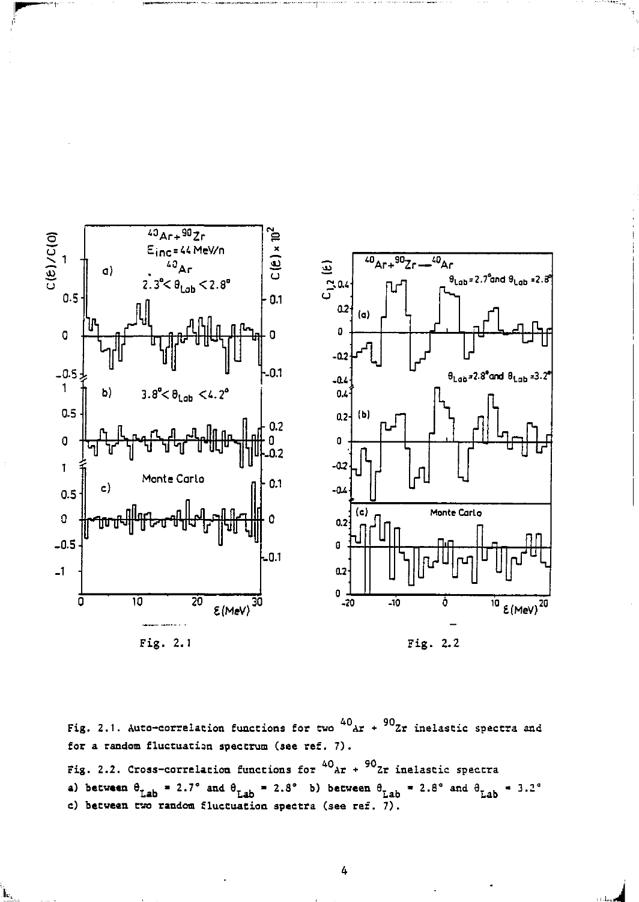Fig. 2.1

Fig. 2.2

Fig. 2.1. Auto-correlation functions for two $^{40}Ar$ + $^{90}Zr$ inelastic spectra and for a random fluctuation spectrum (see ref. 7).

Fig. 2.2. Cross-correlation functions for $^{40}Ar$ + $^{90}Zr$ inelastic spectra
a) between $\theta_{Lab}$ = 2.7° and $\theta_{Lab}$ = 2.8° b) between $\theta_{Lab}$ = 2.8° and $\theta_{Lab}$ = 3.2°
c) between two random fluctuation spectra (see ref. 7).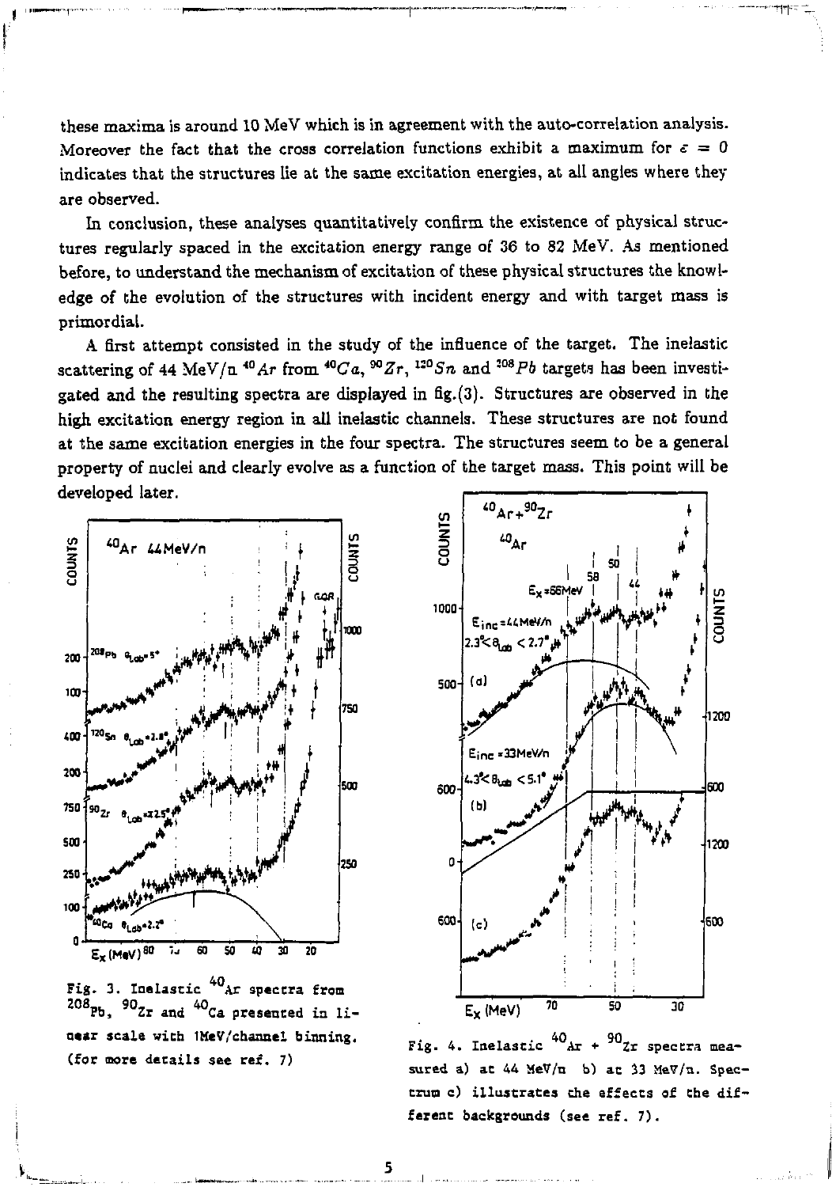these maxima is around 10 MeV which is in agreement with the auto-correlation analysis. Moreover the fact that the cross correlation functions exhibit a maximum for $\varepsilon = 0$ indicates that the structures lie at the same excitation energies, at all angles where they are observed.

In conclusion, these analyses quantitatively confirm the existence of physical structures regularly spaced in the excitation energy range of 36 to 82 MeV. As mentioned before, to understand the mechanism of excitation of these physical structures the knowledge of the evolution of the structures with incident energy and with target mass is primordial.

A first attempt consisted in the study of the influence of the target. The inelastic scattering of 44 MeV/n $^{40}Ar$ from $^{40}Ca$, $^{90}Zr$, $^{120}Sn$ and $^{208}Pb$ targets has been investigated and the resulting spectra are displayed in fig.(3). Structures are observed in the high excitation energy region in all inelastic channels. These structures are not found at the same excitation energies in the four spectra. The structures seem to be a general property of nuclei and clearly evolve as a function of the target mass. This point will be developed later.

Fig. 3. Inelastic $^{40}$Ar spectra from $^{208}$Pb, $^{90}$Zr and $^{40}$Ca presented in linear scale with 1MeV/channel binning. (for more details see ref. 7)

Fig. 4. Inelastic $^{40}$Ar + $^{90}$Zr spectra measured a) at 44 MeV/n b) at 33 MeV/n. Spectrum c) illustrates the effects of the different backgrounds (see ref. 7).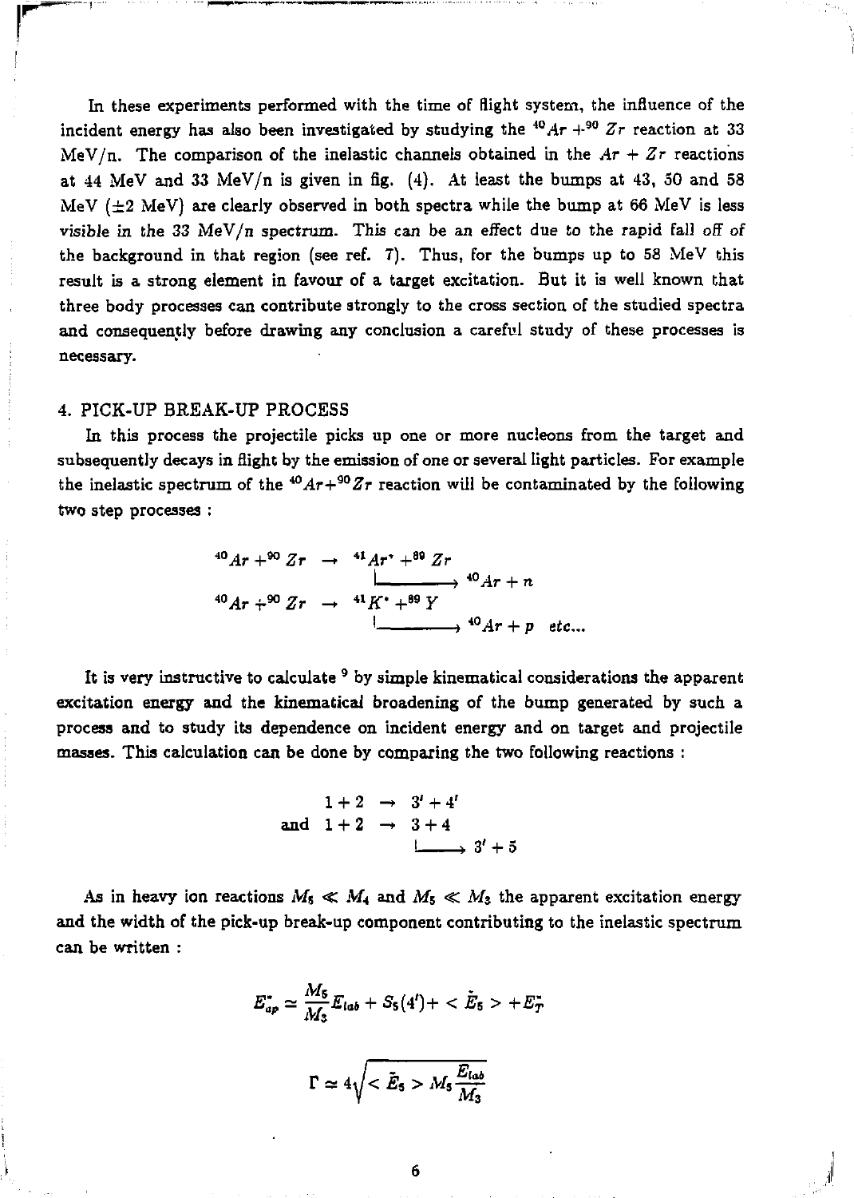In these experiments performed with the time of flight system, the influence of the incident energy has also been investigated by studying the $^{40}Ar + ^{90}Zr$ reaction at 33 MeV/n. The comparison of the inelastic channels obtained in the $Ar + Zr$ reactions at 44 MeV and 33 MeV/n is given in fig. (4). At least the bumps at 43, 50 and 58 MeV ($\pm 2$ MeV) are clearly observed in both spectra while the bump at 66 MeV is less visible in the 33 MeV/$n$ spectrum. This can be an effect due to the rapid fall off of the background in that region (see ref. 7). Thus, for the bumps up to 58 MeV this result is a strong element in favour of a target excitation. But it is well known that three body processes can contribute strongly to the cross section of the studied spectra and consequently before drawing any conclusion a careful study of these processes is necessary.

## 4. PICK-UP BREAK-UP PROCESS

In this process the projectile picks up one or more nucleons from the target and subsequently decays in flight by the emission of one or several light particles. For example the inelastic spectrum of the $^{40}Ar + ^{90}Zr$ reaction will be contaminated by the following two step processes :

$$
\begin{aligned}
^{40}Ar + ^{90}Zr &\rightarrow {}^{41}Ar^{*} + ^{89}Zr \\
&\quad \hookrightarrow {}^{40}Ar + n \\
^{40}Ar + ^{90}Zr &\rightarrow {}^{41}K^{*} + ^{89}Y \\
&\quad \hookrightarrow {}^{40}Ar + p \quad etc...
\end{aligned}
$$

It is very instructive to calculate [9] by simple kinematical considerations the apparent excitation energy and the kinematical broadening of the bump generated by such a process and to study its dependence on incident energy and on target and projectile masses. This calculation can be done by comparing the two following reactions :

$$
\begin{aligned}
& 1 + 2 \rightarrow 3' + 4' \\
\text{and } & 1 + 2 \rightarrow 3 + 4 \\
& \qquad\quad \hookrightarrow 3' + 5
\end{aligned}
$$

As in heavy ion reactions $M_5 \ll M_4$ and $M_5 \ll M_3$ the apparent excitation energy and the width of the pick-up break-up component contributing to the inelastic spectrum can be written :

$$E^{*}_{ap} \simeq \frac{M_5}{M_3} E_{lab} + S_5(4') + < \tilde{E}_5 > + E^{*}_{T}$$

$$\Gamma \simeq 4 \sqrt{< \tilde{E}_5 > M_5 \frac{E_{lab}}{M_3}}$$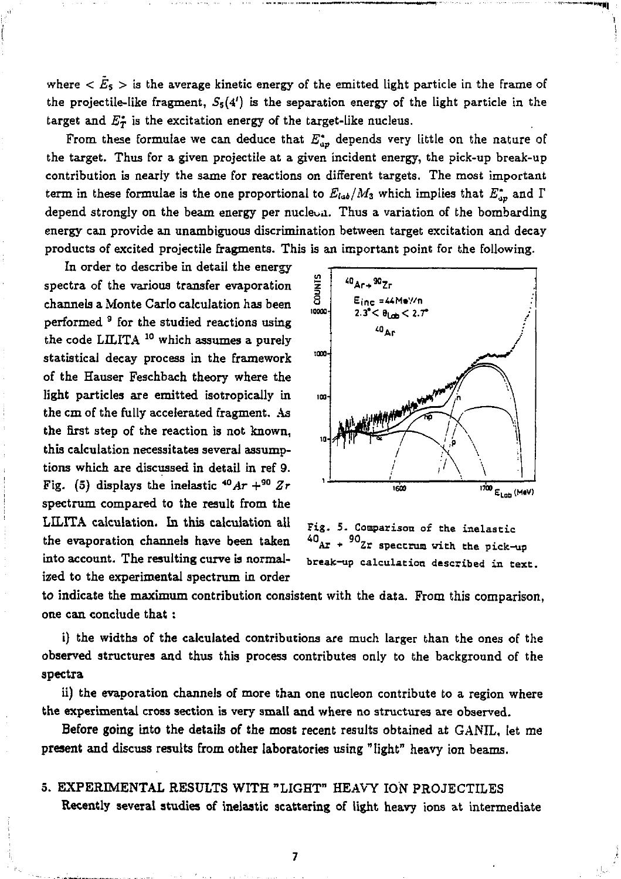where $< \tilde{E}_5 >$ is the average kinetic energy of the emitted light particle in the frame of the projectile-like fragment, $S_5(4')$ is the separation energy of the light particle in the target and $E_T^*$ is the excitation energy of the target-like nucleus.

From these formulae we can deduce that $E_{up}^*$ depends very little on the nature of the target. Thus for a given projectile at a given incident energy, the pick-up break-up contribution is nearly the same for reactions on different targets. The most important term in these formulae is the one proportional to $E_{lab}/M_3$ which implies that $E_{up}^*$ and $\Gamma$ depend strongly on the beam energy per nucleon. Thus a variation of the bombarding energy can provide an unambiguous discrimination between target excitation and decay products of excited projectile fragments. This is an important point for the following.

In order to describe in detail the energy spectra of the various transfer evaporation channels a Monte Carlo calculation has been performed [9] for the studied reactions using the code LILITA [10] which assumes a purely statistical decay process in the framework of the Hauser Feschbach theory where the light particles are emitted isotropically in the cm of the fully accelerated fragment. As the first step of the reaction is not known, this calculation necessitates several assumptions which are discussed in detail in ref 9. Fig. (5) displays the inelastic $^{40}Ar + ^{90}Zr$ spectrum compared to the result from the LILITA calculation. In this calculation all the evaporation channels have been taken into account. The resulting curve is normalized to the experimental spectrum in order to indicate the maximum contribution consistent with the data. From this comparison, one can conclude that :

Fig. 5. Comparison of the inelastic $^{40}Ar + ^{90}Zr$ spectrum with the pick-up break-up calculation described in text.

i) the widths of the calculated contributions are much larger than the ones of the observed structures and thus this process contributes only to the background of the spectra

ii) the evaporation channels of more than one nucleon contribute to a region where the experimental cross section is very small and where no structures are observed.

Before going into the details of the most recent results obtained at GANIL, let me present and discuss results from other laboratories using "light" heavy ion beams.

## 5. EXPERIMENTAL RESULTS WITH "LIGHT" HEAVY ION PROJECTILES

Recently several studies of inelastic scattering of light heavy ions at intermediate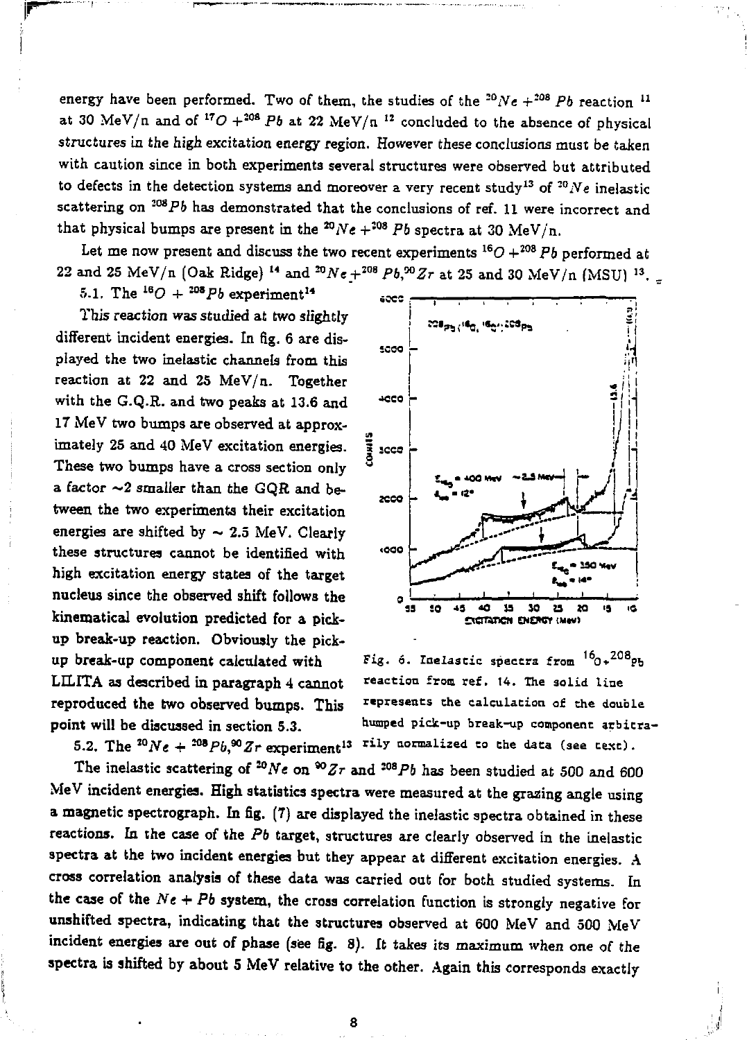energy have been performed. Two of them, the studies of the $^{20}Ne + ^{208}Pb$ reaction [11] at 30 MeV/n and of $^{17}O + ^{208}Pb$ at 22 MeV/n [12] concluded to the absence of physical structures in the high excitation energy region. However these conclusions must be taken with caution since in both experiments several structures were observed but attributed to defects in the detection systems and moreover a very recent study[13] of $^{20}Ne$ inelastic scattering on $^{208}Pb$ has demonstrated that the conclusions of ref. 11 were incorrect and that physical bumps are present in the $^{20}Ne + ^{208}Pb$ spectra at 30 MeV/n.

Let me now present and discuss the two recent experiments $^{16}O + ^{208}Pb$ performed at 22 and 25 MeV/n (Oak Ridge) [14] and $^{20}Ne + ^{208}Pb, ^{90}Zr$ at 25 and 30 MeV/n (MSU) [13].

### 5.1. The $^{16}O + ^{208}Pb$ experiment[14]

This reaction was studied at two slightly different incident energies. In fig. 6 are displayed the two inelastic channels from this reaction at 22 and 25 MeV/n. Together with the G.Q.R. and two peaks at 13.6 and 17 MeV two bumps are observed at approximately 25 and 40 MeV excitation energies. These two bumps have a cross section only a factor ~2 smaller than the GQR and between the two experiments their excitation energies are shifted by ~ 2.5 MeV. Clearly these structures cannot be identified with high excitation energy states of the target nucleus since the observed shift follows the kinematical evolution predicted for a pick-up break-up reaction. Obviously the pick-up break-up component calculated with LILITA as described in paragraph 4 cannot reproduced the two observed bumps. This point will be discussed in section 5.3.

Fig. 6. Inelastic spectra from $^{16}O+^{208}Pb$ reaction from ref. 14. The solid line represents the calculation of the double humped pick-up break-up component arbitrarily normalized to the data (see text).

### 5.2. The $^{20}Ne + ^{208}Pb, ^{90}Zr$ experiment[13]

The inelastic scattering of $^{20}Ne$ on $^{90}Zr$ and $^{208}Pb$ has been studied at 500 and 600 MeV incident energies. High statistics spectra were measured at the grazing angle using a magnetic spectrograph. In fig. (7) are displayed the inelastic spectra obtained in these reactions. In the case of the $Pb$ target, structures are clearly observed in the inelastic spectra at the two incident energies but they appear at different excitation energies. A cross correlation analysis of these data was carried out for both studied systems. In the case of the $Ne + Pb$ system, the cross correlation function is strongly negative for unshifted spectra, indicating that the structures observed at 600 MeV and 500 MeV incident energies are out of phase (see fig. 8). It takes its maximum when one of the spectra is shifted by about 5 MeV relative to the other. Again this corresponds exactly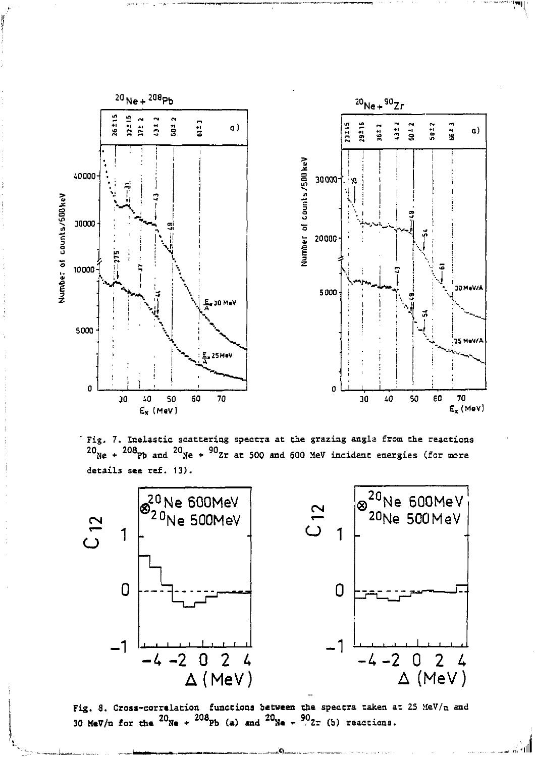Fig. 7. Inelastic scattering spectra at the grazing angle from the reactions $^{20}Ne + ^{208}Pb$ and $^{20}Ne + ^{90}Zr$ at 500 and 600 MeV incident energies (for more details see ref. 13).

Fig. 8. Cross-correlation functions between the spectra taken at 25 MeV/n and 30 MeV/n for the $^{20}Ne + ^{208}Pb$ (a) and $^{20}Ne + ^{90}Zr$ (b) reactions.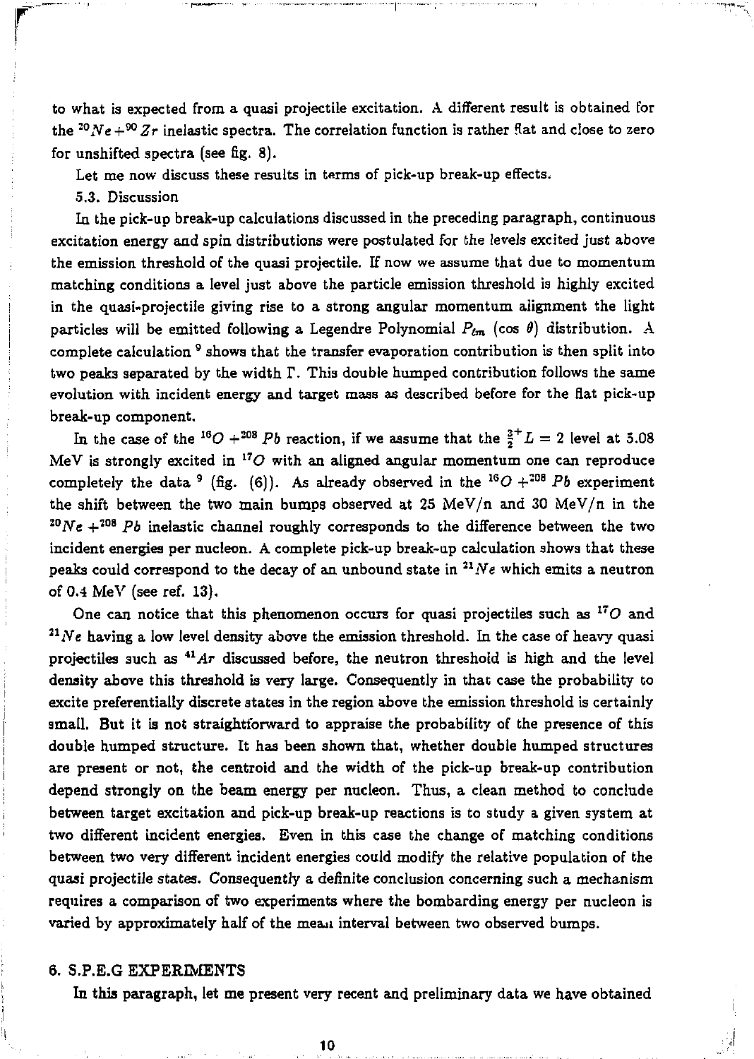to what is expected from a quasi projectile excitation. A different result is obtained for the $^{20}Ne + ^{90}Zr$ inelastic spectra. The correlation function is rather flat and close to zero for unshifted spectra (see fig. 8).

Let me now discuss these results in terms of pick-up break-up effects.

### 5.3. Discussion

In the pick-up break-up calculations discussed in the preceding paragraph, continuous excitation energy and spin distributions were postulated for the levels excited just above the emission threshold of the quasi projectile. If now we assume that due to momentum matching conditions a level just above the particle emission threshold is highly excited in the quasi-projectile giving rise to a strong angular momentum alignment the light particles will be emitted following a Legendre Polynomial $P_{\ell m}$ (cos $\theta$) distribution. A complete calculation [9] shows that the transfer evaporation contribution is then split into two peaks separated by the width $\Gamma$. This double humped contribution follows the same evolution with incident energy and target mass as described before for the flat pick-up break-up component.

In the case of the $^{16}O + ^{208}Pb$ reaction, if we assume that the $\frac{3}{2}^+ L = 2$ level at 5.08 MeV is strongly excited in $^{17}O$ with an aligned angular momentum one can reproduce completely the data [9] (fig. (6)). As already observed in the $^{16}O + ^{208}Pb$ experiment the shift between the two main bumps observed at 25 MeV/n and 30 MeV/n in the $^{20}Ne + ^{208}Pb$ inelastic channel roughly corresponds to the difference between the two incident energies per nucleon. A complete pick-up break-up calculation shows that these peaks could correspond to the decay of an unbound state in $^{21}Ne$ which emits a neutron of 0.4 MeV (see ref. 13).

One can notice that this phenomenon occurs for quasi projectiles such as $^{17}O$ and $^{21}Ne$ having a low level density above the emission threshold. In the case of heavy quasi projectiles such as $^{41}Ar$ discussed before, the neutron threshold is high and the level density above this threshold is very large. Consequently in that case the probability to excite preferentially discrete states in the region above the emission threshold is certainly small. But it is not straightforward to appraise the probability of the presence of this double humped structure. It has been shown that, whether double humped structures are present or not, the centroid and the width of the pick-up break-up contribution depend strongly on the beam energy per nucleon. Thus, a clean method to conclude between target excitation and pick-up break-up reactions is to study a given system at two different incident energies. Even in this case the change of matching conditions between two very different incident energies could modify the relative population of the quasi projectile states. Consequently a definite conclusion concerning such a mechanism requires a comparison of two experiments where the bombarding energy per nucleon is varied by approximately half of the mean interval between two observed bumps.

## 6. S.P.E.G EXPERIMENTS

In this paragraph, let me present very recent and preliminary data we have obtained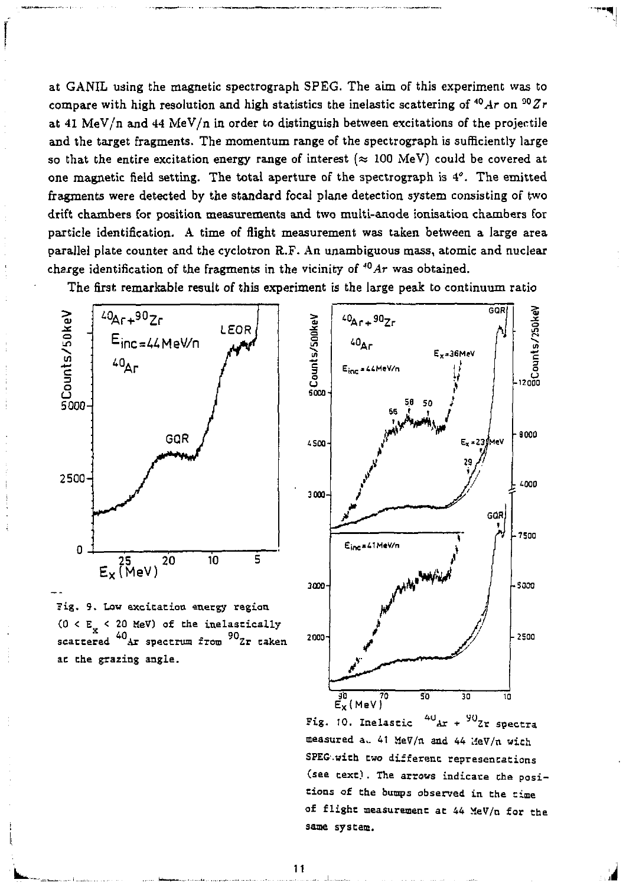at GANIL using the magnetic spectrograph SPEG. The aim of this experiment was to compare with high resolution and high statistics the inelastic scattering of $^{40}Ar$ on $^{90}Zr$ at 41 MeV/n and 44 MeV/n in order to distinguish between excitations of the projectile and the target fragments. The momentum range of the spectrograph is sufficiently large so that the entire excitation energy range of interest ($\approx$ 100 MeV) could be covered at one magnetic field setting. The total aperture of the spectrograph is 4°. The emitted fragments were detected by the standard focal plane detection system consisting of two drift chambers for position measurements and two multi-anode ionisation chambers for particle identification. A time of flight measurement was taken between a large area parallel plate counter and the cyclotron R.F. An unambiguous mass, atomic and nuclear charge identification of the fragments in the vicinity of $^{40}Ar$ was obtained.

The first remarkable result of this experiment is the large peak to continuum ratio

Fig. 9. Low excitation energy region ($0 < E_x < 20$ MeV) of the inelastically scattered $^{40}Ar$ spectrum from $^{90}Zr$ taken at the grazing angle.

Fig. 10. Inelastic $^{40}Ar$ + $^{90}Zr$ spectra measured at 41 MeV/n and 44 MeV/n with SPEG with two different representations (see text). The arrows indicate the positions of the bumps observed in the time of flight measurement at 44 MeV/n for the same system.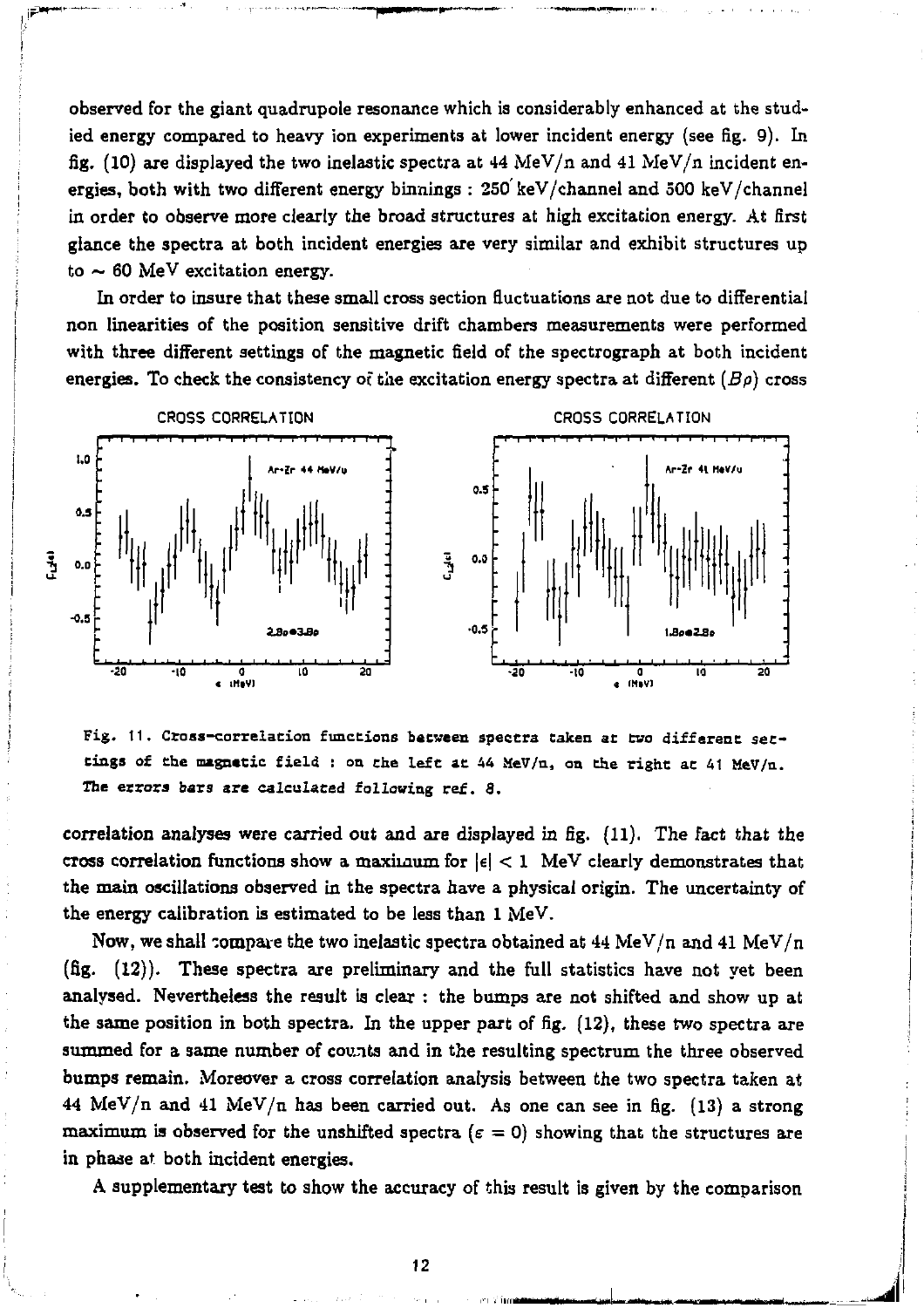observed for the giant quadrupole resonance which is considerably enhanced at the studied energy compared to heavy ion experiments at lower incident energy (see fig. 9). In fig. (10) are displayed the two inelastic spectra at 44 MeV/n and 41 MeV/n incident energies, both with two different energy binnings : 250 keV/channel and 500 keV/channel in order to observe more clearly the broad structures at high excitation energy. At first glance the spectra at both incident energies are very similar and exhibit structures up to ~ 60 MeV excitation energy.

In order to insure that these small cross section fluctuations are not due to differential non linearities of the position sensitive drift chambers measurements were performed with three different settings of the magnetic field of the spectrograph at both incident energies. To check the consistency of the excitation energy spectra at different ($B\rho$) cross

Fig. 11. Cross-correlation functions between spectra taken at two different settings of the magnetic field : on the left at 44 MeV/n, on the right at 41 MeV/n. The errors bars are calculated following ref. 8.

correlation analyses were carried out and are displayed in fig. (11). The fact that the cross correlation functions show a maximum for $|\epsilon| < 1$ MeV clearly demonstrates that the main oscillations observed in the spectra have a physical origin. The uncertainty of the energy calibration is estimated to be less than 1 MeV.

Now, we shall compare the two inelastic spectra obtained at 44 MeV/n and 41 MeV/n (fig. (12)). These spectra are preliminary and the full statistics have not yet been analysed. Nevertheless the result is clear : the bumps are not shifted and show up at the same position in both spectra. In the upper part of fig. (12), these two spectra are summed for a same number of counts and in the resulting spectrum the three observed bumps remain. Moreover a cross correlation analysis between the two spectra taken at 44 MeV/n and 41 MeV/n has been carried out. As one can see in fig. (13) a strong maximum is observed for the unshifted spectra ($\epsilon = 0$) showing that the structures are in phase at both incident energies.

A supplementary test to show the accuracy of this result is given by the comparison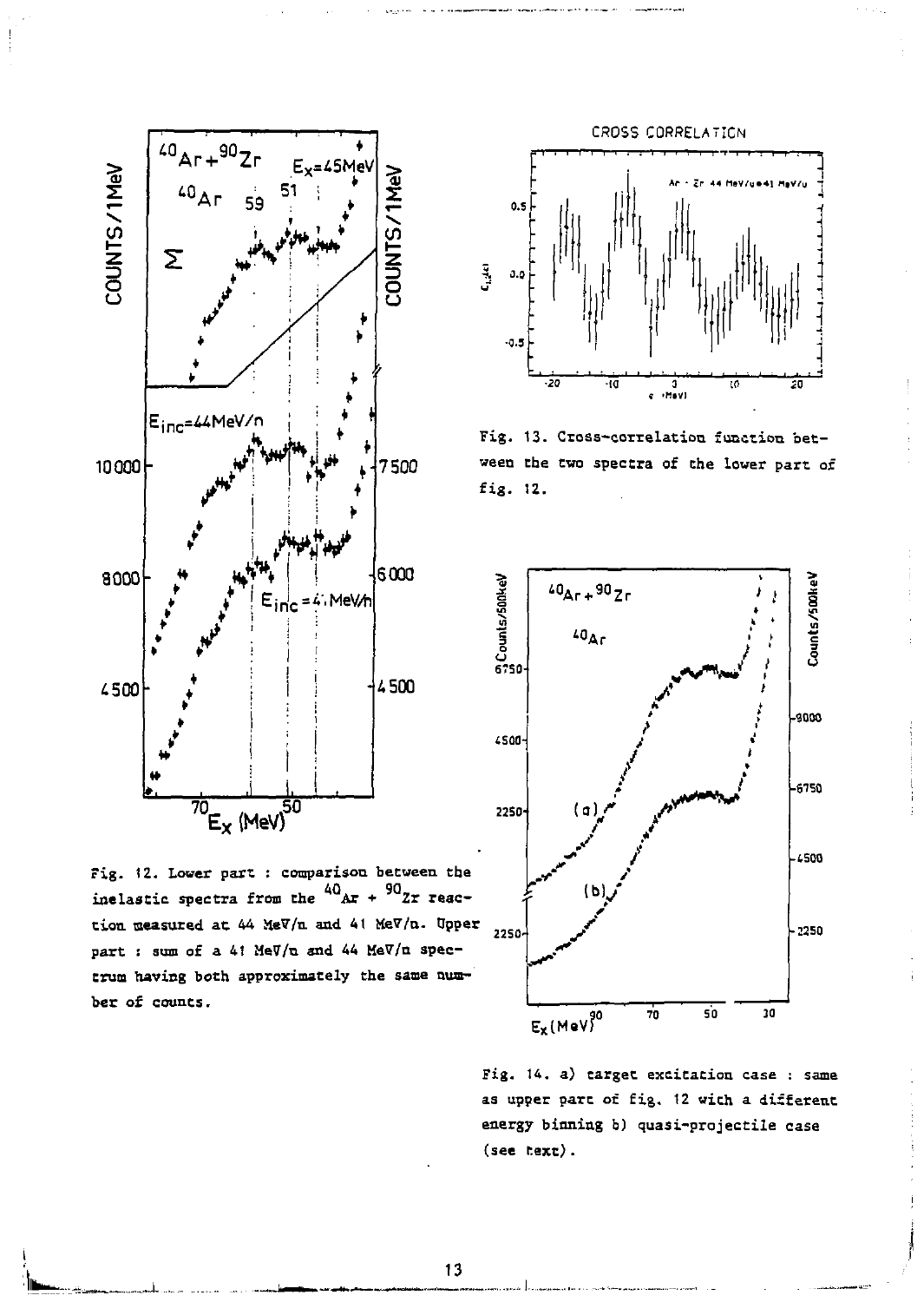Fig. 12. Lower part : comparison between the inelastic spectra from the $^{40}Ar$ + $^{90}Zr$ reaction measured at 44 MeV/n and 41 MeV/n. Upper part : sum of a 41 MeV/n and 44 MeV/n spectrum having both approximately the same number of counts.

Fig. 13. Cross-correlation function between the two spectra of the lower part of fig. 12.

Fig. 14. a) target excitation case : same as upper part of fig. 12 with a different energy binning b) quasi-projectile case (see text).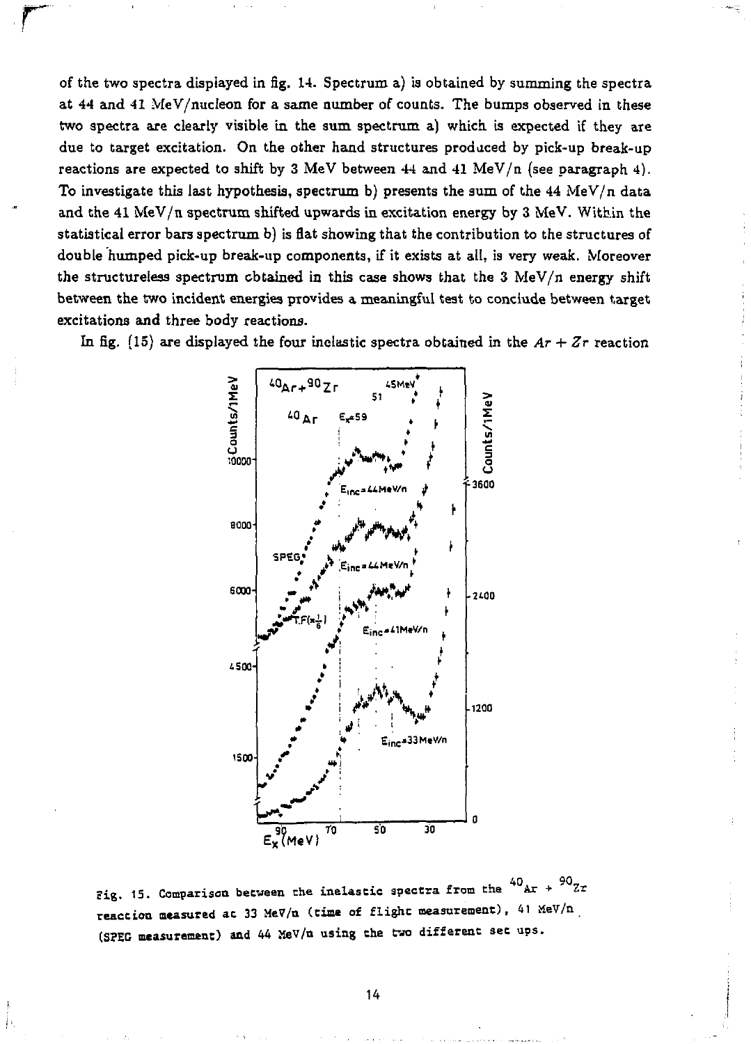of the two spectra displayed in fig. 14. Spectrum a) is obtained by summing the spectra at 44 and 41 MeV/nucleon for a same number of counts. The bumps observed in these two spectra are clearly visible in the sum spectrum a) which is expected if they are due to target excitation. On the other hand structures produced by pick-up break-up reactions are expected to shift by 3 MeV between 44 and 41 MeV/n (see paragraph 4). To investigate this last hypothesis, spectrum b) presents the sum of the 44 MeV/n data and the 41 MeV/n spectrum shifted upwards in excitation energy by 3 MeV. Within the statistical error bars spectrum b) is flat showing that the contribution to the structures of double humped pick-up break-up components, if it exists at all, is very weak. Moreover the structureless spectrum obtained in this case shows that the 3 MeV/n energy shift between the two incident energies provides a meaningful test to conclude between target excitations and three body reactions.

In fig. (15) are displayed the four inelastic spectra obtained in the $Ar + Zr$ reaction

Fig. 15. Comparison between the inelastic spectra from the $^{40}Ar + ^{90}Zr$ reaction measured at 33 MeV/n (time of flight measurement), 41 MeV/n (SPEG measurement) and 44 MeV/n using the two different set ups.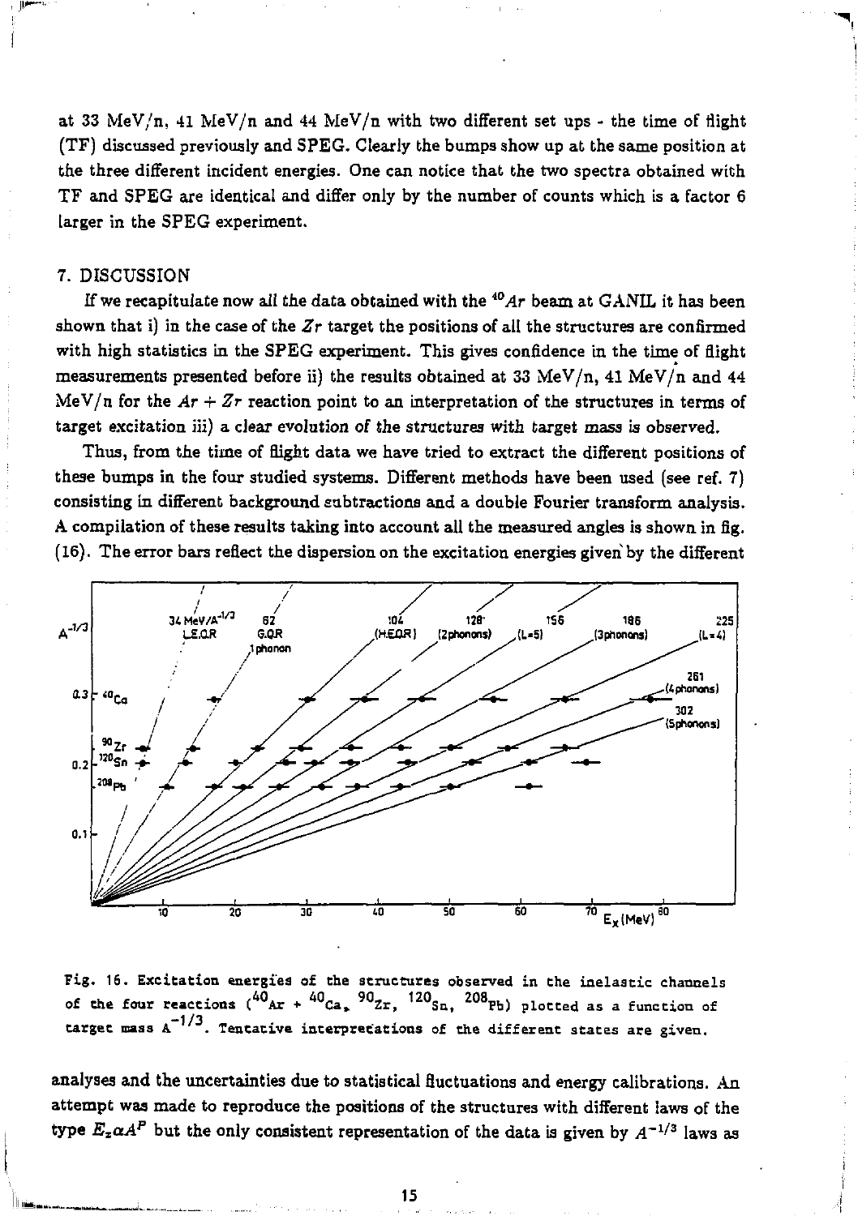at 33 MeV/n, 41 MeV/n and 44 MeV/n with two different set ups - the time of flight (TF) discussed previously and SPEG. Clearly the bumps show up at the same position at the three different incident energies. One can notice that the two spectra obtained with TF and SPEG are identical and differ only by the number of counts which is a factor 6 larger in the SPEG experiment.

## 7. DISCUSSION

If we recapitulate now all the data obtained with the $^{40}Ar$ beam at GANIL it has been shown that i) in the case of the $Zr$ target the positions of all the structures are confirmed with high statistics in the SPEG experiment. This gives confidence in the time of flight measurements presented before ii) the results obtained at 33 MeV/n, 41 MeV/n and 44 MeV/n for the $Ar + Zr$ reaction point to an interpretation of the structures in terms of target excitation iii) a clear evolution of the structures with target mass is observed.

Thus, from the time of flight data we have tried to extract the different positions of these bumps in the four studied systems. Different methods have been used (see ref. 7) consisting in different background subtractions and a double Fourier transform analysis. A compilation of these results taking into account all the measured angles is shown in fig. (16). The error bars reflect the dispersion on the excitation energies given by the different

Fig. 16. Excitation energies of the structures observed in the inelastic channels of the four reactions ($^{40}Ar$ + $^{40}Ca$, $^{90}Zr$, $^{120}Sn$, $^{208}Pb$) plotted as a function of target mass $A^{-1/3}$. Tentative interpretations of the different states are given.

analyses and the uncertainties due to statistical fluctuations and energy calibrations. An attempt was made to reproduce the positions of the structures with different laws of the type $E_x \alpha A^P$ but the only consistent representation of the data is given by $A^{-1/3}$ laws as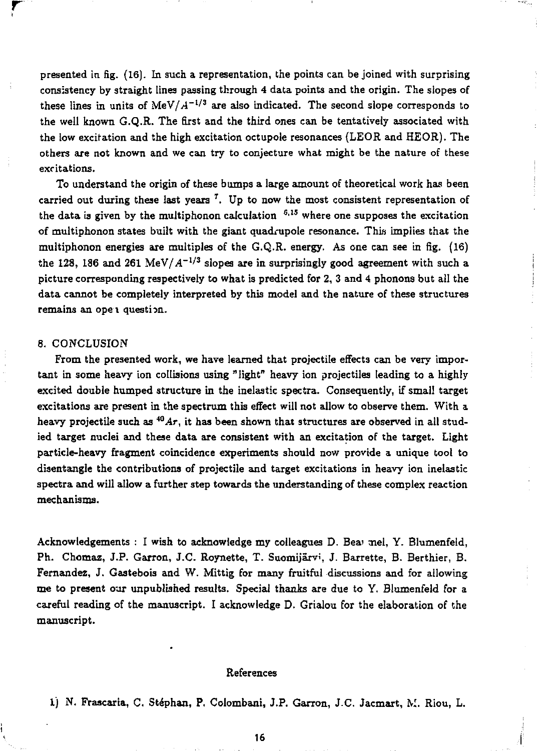presented in fig. (16). In such a representation, the points can be joined with surprising consistency by straight lines passing through 4 data points and the origin. The slopes of these lines in units of MeV/$A^{-1/3}$ are also indicated. The second slope corresponds to the well known G.Q.R. The first and the third ones can be tentatively associated with the low excitation and the high excitation octupole resonances (LEOR and HEOR). The others are not known and we can try to conjecture what might be the nature of these excitations.

To understand the origin of these bumps a large amount of theoretical work has been carried out during these last years [7]. Up to now the most consistent representation of the data is given by the multiphonon calculation [6,15] where one supposes the excitation of multiphonon states built with the giant quadrupole resonance. This implies that the multiphonon energies are multiples of the G.Q.R. energy. As one can see in fig. (16) the 128, 186 and 261 MeV/$A^{-1/3}$ slopes are in surprisingly good agreement with such a picture corresponding respectively to what is predicted for 2, 3 and 4 phonons but all the data cannot be completely interpreted by this model and the nature of these structures remains an open question.

## 8. CONCLUSION

From the presented work, we have learned that projectile effects can be very important in some heavy ion collisions using "light" heavy ion projectiles leading to a highly excited double humped structure in the inelastic spectra. Consequently, if small target excitations are present in the spectrum this effect will not allow to observe them. With a heavy projectile such as $^{40}Ar$, it has been shown that structures are observed in all studied target nuclei and these data are consistent with an excitation of the target. Light particle-heavy fragment coincidence experiments should now provide a unique tool to disentangle the contributions of projectile and target excitations in heavy ion inelastic spectra and will allow a further step towards the understanding of these complex reaction mechanisms.

Acknowledgements : I wish to acknowledge my colleagues D. Beaumel, Y. Blumenfeld, Ph. Chomaz, J.P. Garron, J.C. Roynette, T. Suomijärvi, J. Barrette, B. Berthier, B. Fernandez, J. Gastebois and W. Mittig for many fruitful discussions and for allowing me to present our unpublished results. Special thanks are due to Y. Blumenfeld for a careful reading of the manuscript. I acknowledge D. Grialou for the elaboration of the manuscript.

## References

1) N. Frascaria, C. Stéphan, P. Colombani, J.P. Garron, J.C. Jacmart, M. Riou, L.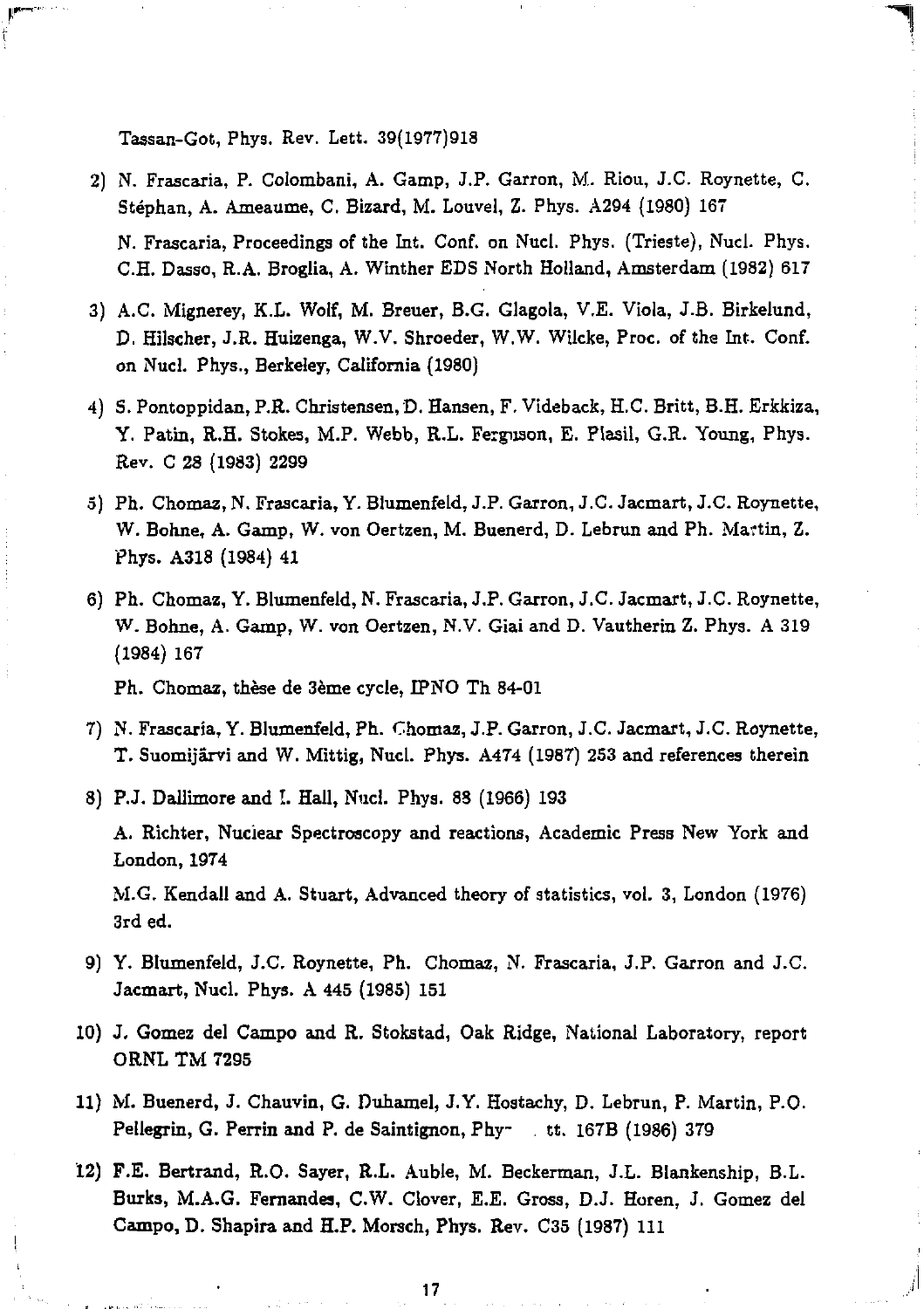Tassan-Got, Phys. Rev. Lett. 39(1977)918

2) N. Frascaria, P. Colombani, A. Gamp, J.P. Garron, M. Riou, J.C. Roynette, C. Stéphan, A. Ameaume, C. Bizard, M. Louvel, Z. Phys. A294 (1980) 167

   N. Frascaria, Proceedings of the Int. Conf. on Nucl. Phys. (Trieste), Nucl. Phys. C.H. Dasso, R.A. Broglia, A. Winther EDS North Holland, Amsterdam (1982) 617

3) A.C. Mignerey, K.L. Wolf, M. Breuer, B.G. Glagola, V.E. Viola, J.B. Birkelund, D. Hilscher, J.R. Huizenga, W.V. Shroeder, W.W. Wilcke, Proc. of the Int. Conf. on Nucl. Phys., Berkeley, California (1980)

4) S. Pontoppidan, P.R. Christensen, D. Hansen, F. Videback, H.C. Britt, B.H. Erkkiza, Y. Patin, R.H. Stokes, M.P. Webb, R.L. Ferguson, E. Plasil, G.R. Young, Phys. Rev. C 28 (1983) 2299

5) Ph. Chomaz, N. Frascaria, Y. Blumenfeld, J.P. Garron, J.C. Jacmart, J.C. Roynette, W. Bohne, A. Gamp, W. von Oertzen, M. Buenerd, D. Lebrun and Ph. Martin, Z. Phys. A318 (1984) 41

6) Ph. Chomaz, Y. Blumenfeld, N. Frascaria, J.P. Garron, J.C. Jacmart, J.C. Roynette, W. Bohne, A. Gamp, W. von Oertzen, N.V. Giai and D. Vautherin Z. Phys. A 319 (1984) 167

   Ph. Chomaz, thèse de 3ème cycle, IPNO Th 84-01

7) N. Frascaria, Y. Blumenfeld, Ph. Chomaz, J.P. Garron, J.C. Jacmart, J.C. Roynette, T. Suomijärvi and W. Mittig, Nucl. Phys. A474 (1987) 253 and references therein

8) P.J. Dallimore and I. Hall, Nucl. Phys. 88 (1966) 193

   A. Richter, Nuclear Spectroscopy and reactions, Academic Press New York and London, 1974

   M.G. Kendall and A. Stuart, Advanced theory of statistics, vol. 3, London (1976) 3rd ed.

9) Y. Blumenfeld, J.C. Roynette, Ph. Chomaz, N. Frascaria, J.P. Garron and J.C. Jacmart, Nucl. Phys. A 445 (1985) 151

10) J. Gomez del Campo and R. Stokstad, Oak Ridge, National Laboratory, report ORNL TM 7295

11) M. Buenerd, J. Chauvin, G. Duhamel, J.Y. Hostachy, D. Lebrun, P. Martin, P.O. Pellegrin, G. Perrin and P. de Saintignon, Phy- . tt. 167B (1986) 379

12) F.E. Bertrand, R.O. Sayer, R.L. Auble, M. Beckerman, J.L. Blankenship, B.L. Burks, M.A.G. Fernandes, C.W. Clover, E.E. Gross, D.J. Horen, J. Gomez del Campo, D. Shapira and H.P. Morsch, Phys. Rev. C35 (1987) 111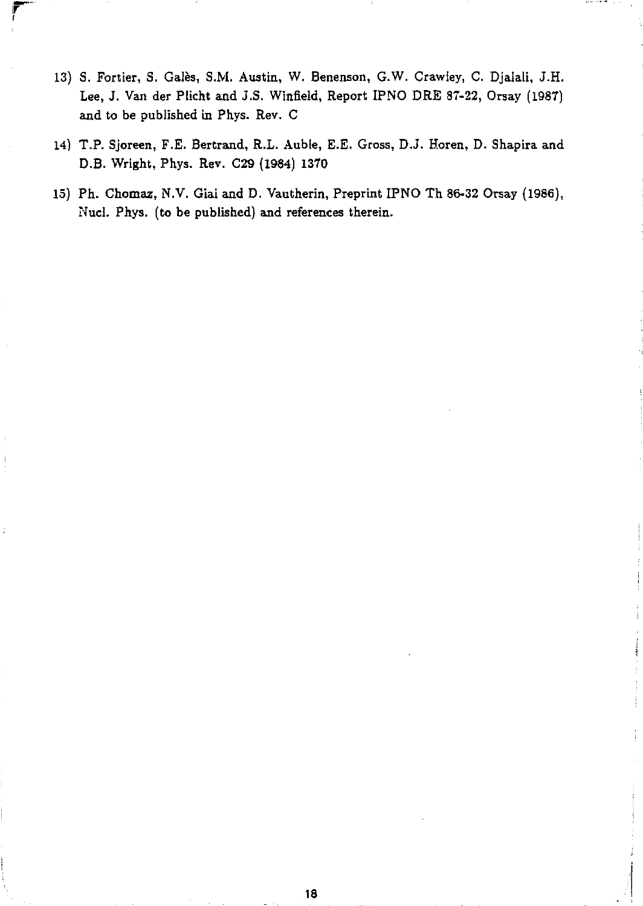13) S. Fortier, S. Galès, S.M. Austin, W. Benenson, G.W. Crawley, C. Djalali, J.H. Lee, J. Van der Plicht and J.S. Winfield, Report IPNO DRE 87-22, Orsay (1987) and to be published in Phys. Rev. C

14) T.P. Sjoreen, F.E. Bertrand, R.L. Auble, E.E. Gross, D.J. Horen, D. Shapira and D.B. Wright, Phys. Rev. C29 (1984) 1370

15) Ph. Chomaz, N.V. Giai and D. Vautherin, Preprint IPNO Th 86-32 Orsay (1986), Nucl. Phys. (to be published) and references therein.